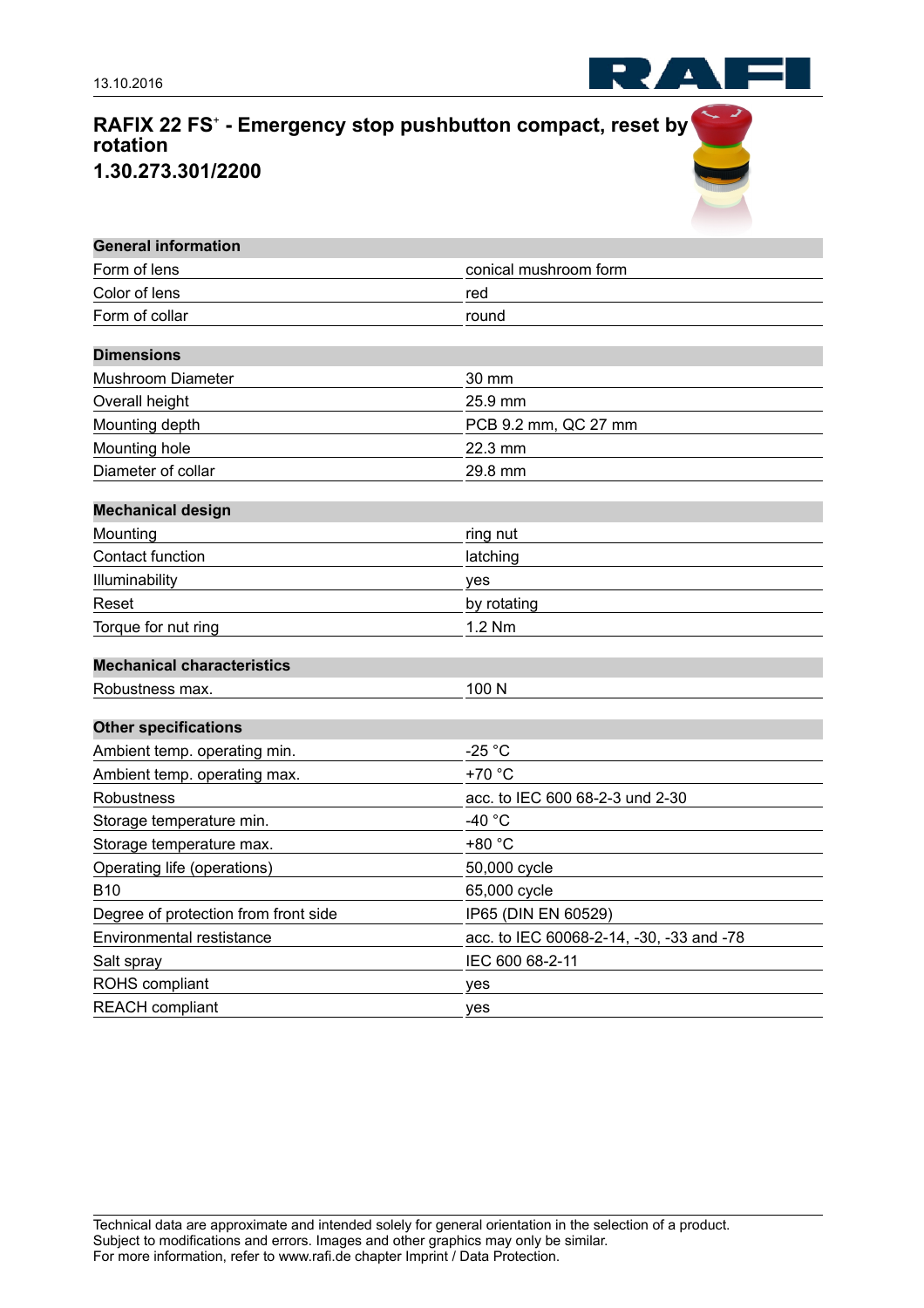13.10.2016

# RAFIX 22 FS⁺ - Emergency stop pushbutton compact, reset by rotation

## 1.30.273.301/2200

| General information | |
|---|---|
| Form of lens | conical mushroom form |
| Color of lens | red |
| Form of collar | round |

| Dimensions | |
|---|---|
| Mushroom Diameter | 30 mm |
| Overall height | 25.9 mm |
| Mounting depth | PCB 9.2 mm, QC 27 mm |
| Mounting hole | 22.3 mm |
| Diameter of collar | 29.8 mm |

| Mechanical design | |
|---|---|
| Mounting | ring nut |
| Contact function | latching |
| Illuminability | yes |
| Reset | by rotating |
| Torque for nut ring | 1.2 Nm |

| Mechanical characteristics | |
|---|---|
| Robustness max. | 100 N |

| Other specifications | |
|---|---|
| Ambient temp. operating min. | -25 °C |
| Ambient temp. operating max. | +70 °C |
| Robustness | acc. to IEC 600 68-2-3 und 2-30 |
| Storage temperature min. | -40 °C |
| Storage temperature max. | +80 °C |
| Operating life (operations) | 50,000 cycle |
| B10 | 65,000 cycle |
| Degree of protection from front side | IP65 (DIN EN 60529) |
| Environmental restistance | acc. to IEC 60068-2-14, -30, -33 and -78 |
| Salt spray | IEC 600 68-2-11 |
| ROHS compliant | yes |
| REACH compliant | yes |

Technical data are approximate and intended solely for general orientation in the selection of a product.
Subject to modifications and errors. Images and other graphics may only be similar.
For more information, refer to www.rafi.de chapter Imprint / Data Protection.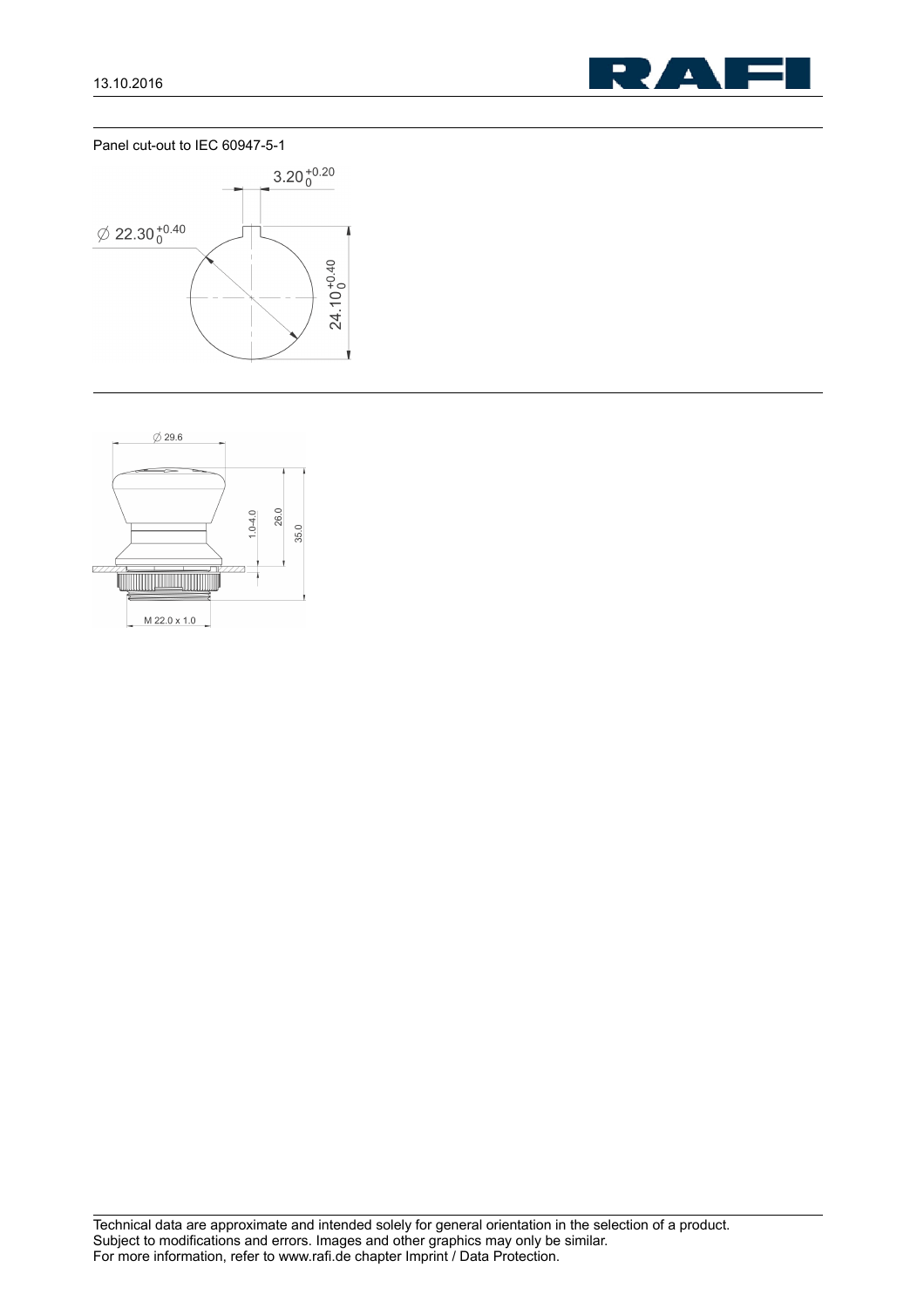Panel cut-out to IEC 60947-5-1

$3.20^{+0.20}_{0}$

$\varnothing\ 22.30^{+0.40}_{0}$

$24.10^{+0.40}_{0}$

$\varnothing$ 29.6

1.0-4.0

26.0

35.0

M 22.0 x 1.0

Technical data are approximate and intended solely for general orientation in the selection of a product.
Subject to modifications and errors. Images and other graphics may only be similar.
For more information, refer to www.rafi.de chapter Imprint / Data Protection.